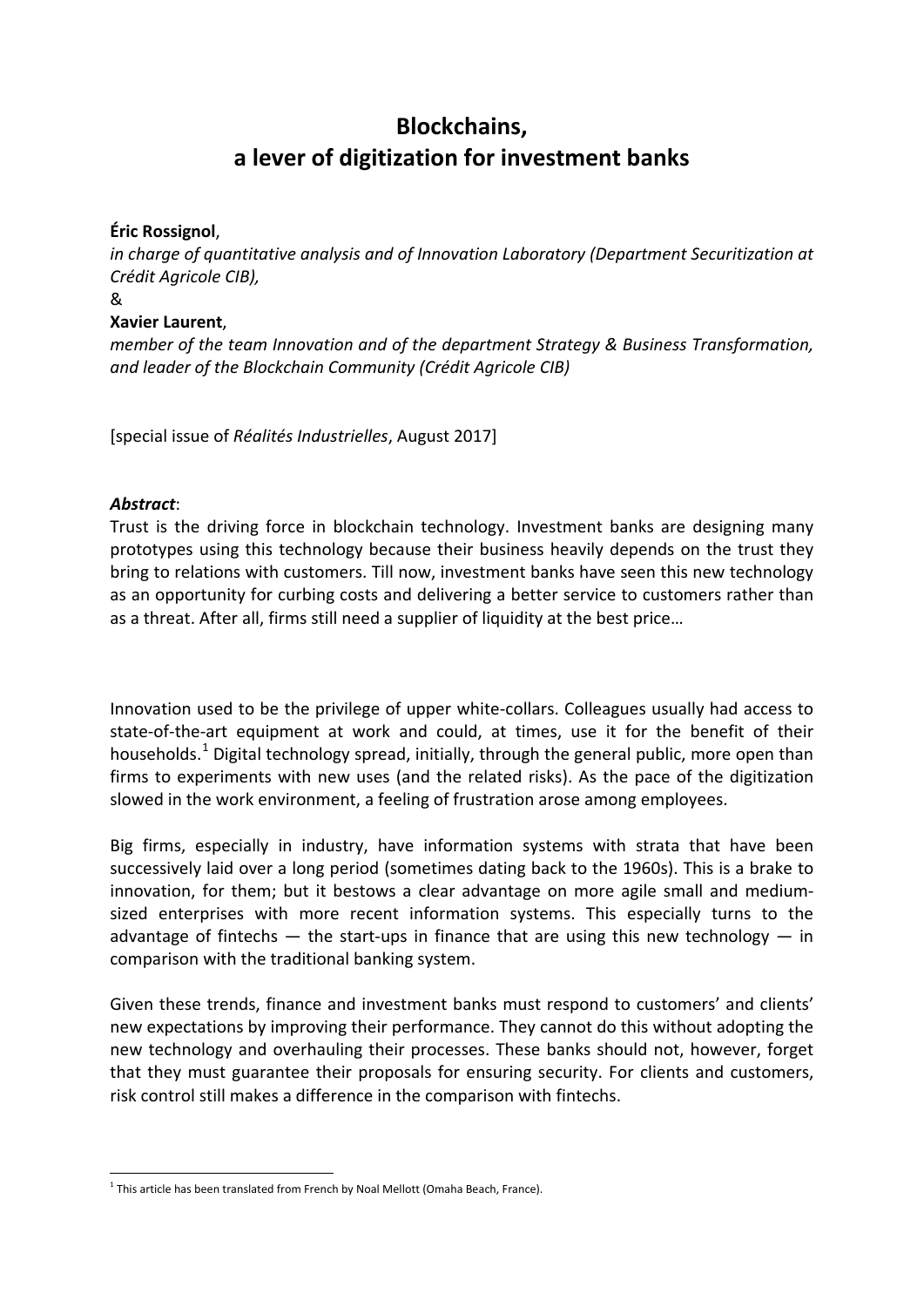# Blockchains, a lever of digitization for investment banks

**Éric Rossignol**,
*in charge of quantitative analysis and of Innovation Laboratory (Department Securitization at Crédit Agricole CIB),*
&
**Xavier Laurent**,
*member of the team Innovation and of the department Strategy & Business Transformation, and leader of the Blockchain Community (Crédit Agricole CIB)*

[special issue of *Réalités Industrielles*, August 2017]

***Abstract***:
Trust is the driving force in blockchain technology. Investment banks are designing many prototypes using this technology because their business heavily depends on the trust they bring to relations with customers. Till now, investment banks have seen this new technology as an opportunity for curbing costs and delivering a better service to customers rather than as a threat. After all, firms still need a supplier of liquidity at the best price…

Innovation used to be the privilege of upper white-collars. Colleagues usually had access to state-of-the-art equipment at work and could, at times, use it for the benefit of their households.[1] Digital technology spread, initially, through the general public, more open than firms to experiments with new uses (and the related risks). As the pace of the digitization slowed in the work environment, a feeling of frustration arose among employees.

Big firms, especially in industry, have information systems with strata that have been successively laid over a long period (sometimes dating back to the 1960s). This is a brake to innovation, for them; but it bestows a clear advantage on more agile small and medium-sized enterprises with more recent information systems. This especially turns to the advantage of fintechs — the start-ups in finance that are using this new technology — in comparison with the traditional banking system.

Given these trends, finance and investment banks must respond to customers' and clients' new expectations by improving their performance. They cannot do this without adopting the new technology and overhauling their processes. These banks should not, however, forget that they must guarantee their proposals for ensuring security. For clients and customers, risk control still makes a difference in the comparison with fintechs.

[1] This article has been translated from French by Noal Mellott (Omaha Beach, France).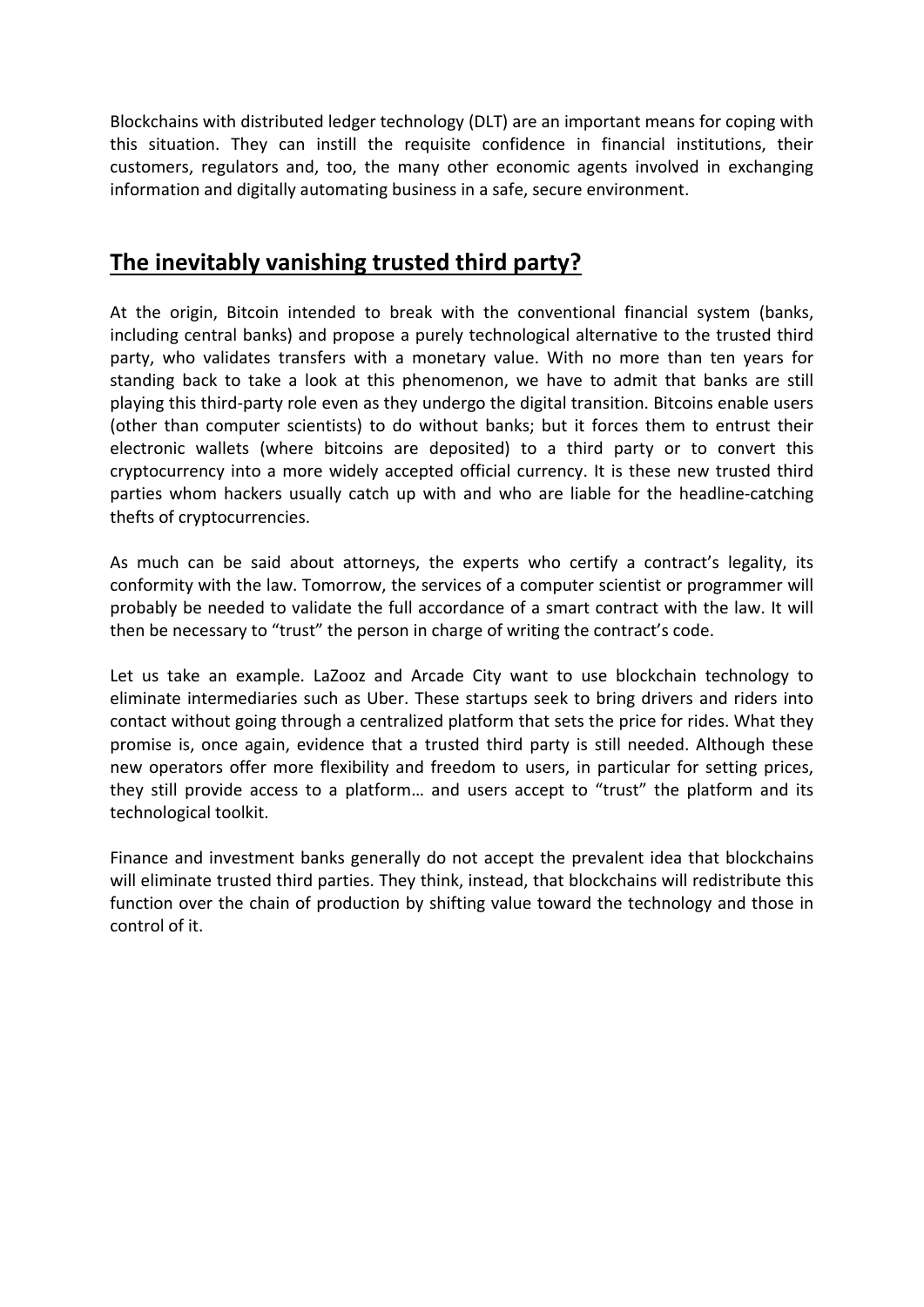Blockchains with distributed ledger technology (DLT) are an important means for coping with this situation. They can instill the requisite confidence in financial institutions, their customers, regulators and, too, the many other economic agents involved in exchanging information and digitally automating business in a safe, secure environment.

## The inevitably vanishing trusted third party?

At the origin, Bitcoin intended to break with the conventional financial system (banks, including central banks) and propose a purely technological alternative to the trusted third party, who validates transfers with a monetary value. With no more than ten years for standing back to take a look at this phenomenon, we have to admit that banks are still playing this third-party role even as they undergo the digital transition. Bitcoins enable users (other than computer scientists) to do without banks; but it forces them to entrust their electronic wallets (where bitcoins are deposited) to a third party or to convert this cryptocurrency into a more widely accepted official currency. It is these new trusted third parties whom hackers usually catch up with and who are liable for the headline-catching thefts of cryptocurrencies.

As much can be said about attorneys, the experts who certify a contract's legality, its conformity with the law. Tomorrow, the services of a computer scientist or programmer will probably be needed to validate the full accordance of a smart contract with the law. It will then be necessary to "trust" the person in charge of writing the contract's code.

Let us take an example. LaZooz and Arcade City want to use blockchain technology to eliminate intermediaries such as Uber. These startups seek to bring drivers and riders into contact without going through a centralized platform that sets the price for rides. What they promise is, once again, evidence that a trusted third party is still needed. Although these new operators offer more flexibility and freedom to users, in particular for setting prices, they still provide access to a platform… and users accept to "trust" the platform and its technological toolkit.

Finance and investment banks generally do not accept the prevalent idea that blockchains will eliminate trusted third parties. They think, instead, that blockchains will redistribute this function over the chain of production by shifting value toward the technology and those in control of it.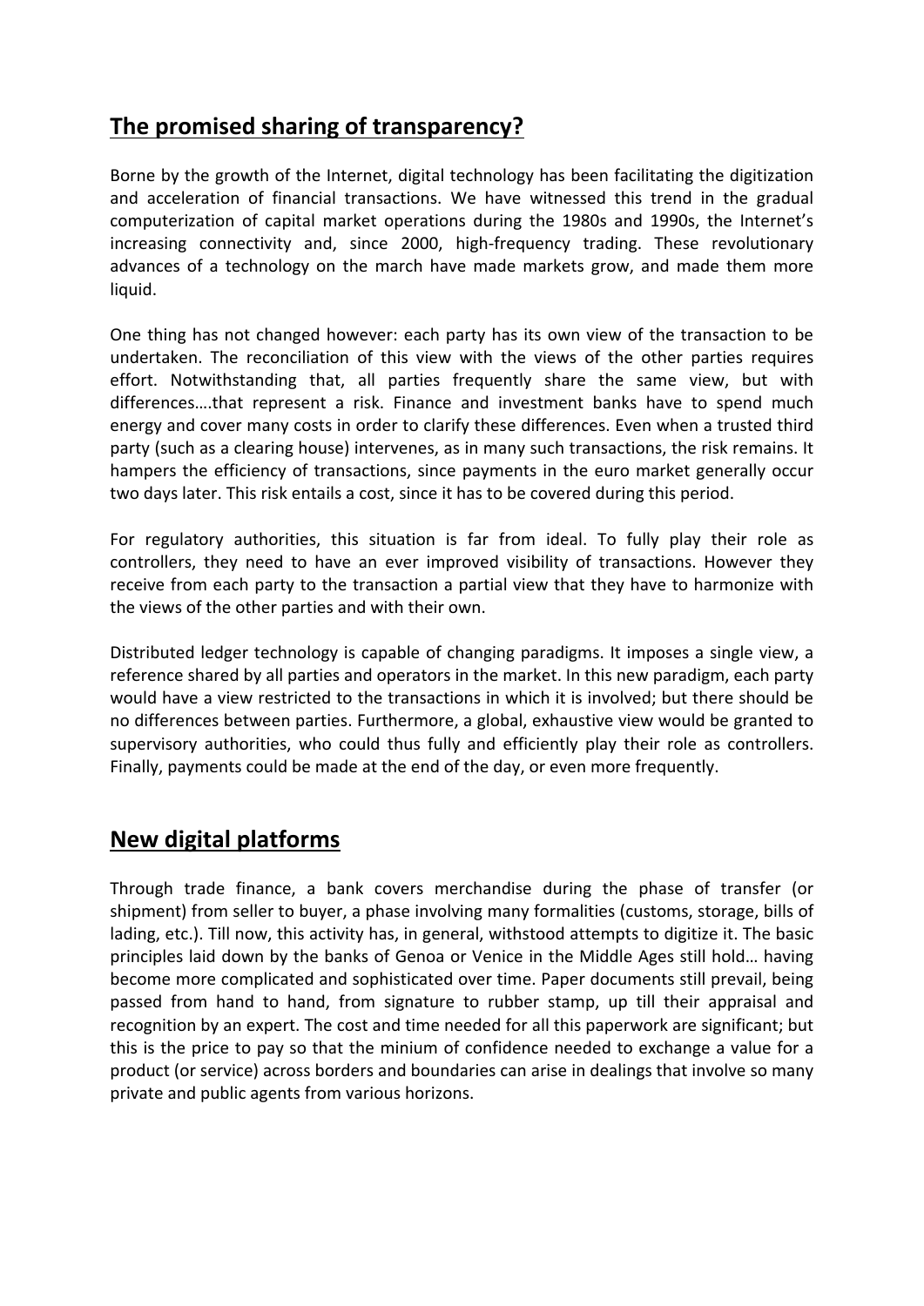## The promised sharing of transparency?

Borne by the growth of the Internet, digital technology has been facilitating the digitization and acceleration of financial transactions. We have witnessed this trend in the gradual computerization of capital market operations during the 1980s and 1990s, the Internet's increasing connectivity and, since 2000, high-frequency trading. These revolutionary advances of a technology on the march have made markets grow, and made them more liquid.

One thing has not changed however: each party has its own view of the transaction to be undertaken. The reconciliation of this view with the views of the other parties requires effort. Notwithstanding that, all parties frequently share the same view, but with differences….that represent a risk. Finance and investment banks have to spend much energy and cover many costs in order to clarify these differences. Even when a trusted third party (such as a clearing house) intervenes, as in many such transactions, the risk remains. It hampers the efficiency of transactions, since payments in the euro market generally occur two days later. This risk entails a cost, since it has to be covered during this period.

For regulatory authorities, this situation is far from ideal. To fully play their role as controllers, they need to have an ever improved visibility of transactions. However they receive from each party to the transaction a partial view that they have to harmonize with the views of the other parties and with their own.

Distributed ledger technology is capable of changing paradigms. It imposes a single view, a reference shared by all parties and operators in the market. In this new paradigm, each party would have a view restricted to the transactions in which it is involved; but there should be no differences between parties. Furthermore, a global, exhaustive view would be granted to supervisory authorities, who could thus fully and efficiently play their role as controllers. Finally, payments could be made at the end of the day, or even more frequently.

## New digital platforms

Through trade finance, a bank covers merchandise during the phase of transfer (or shipment) from seller to buyer, a phase involving many formalities (customs, storage, bills of lading, etc.). Till now, this activity has, in general, withstood attempts to digitize it. The basic principles laid down by the banks of Genoa or Venice in the Middle Ages still hold… having become more complicated and sophisticated over time. Paper documents still prevail, being passed from hand to hand, from signature to rubber stamp, up till their appraisal and recognition by an expert. The cost and time needed for all this paperwork are significant; but this is the price to pay so that the minium of confidence needed to exchange a value for a product (or service) across borders and boundaries can arise in dealings that involve so many private and public agents from various horizons.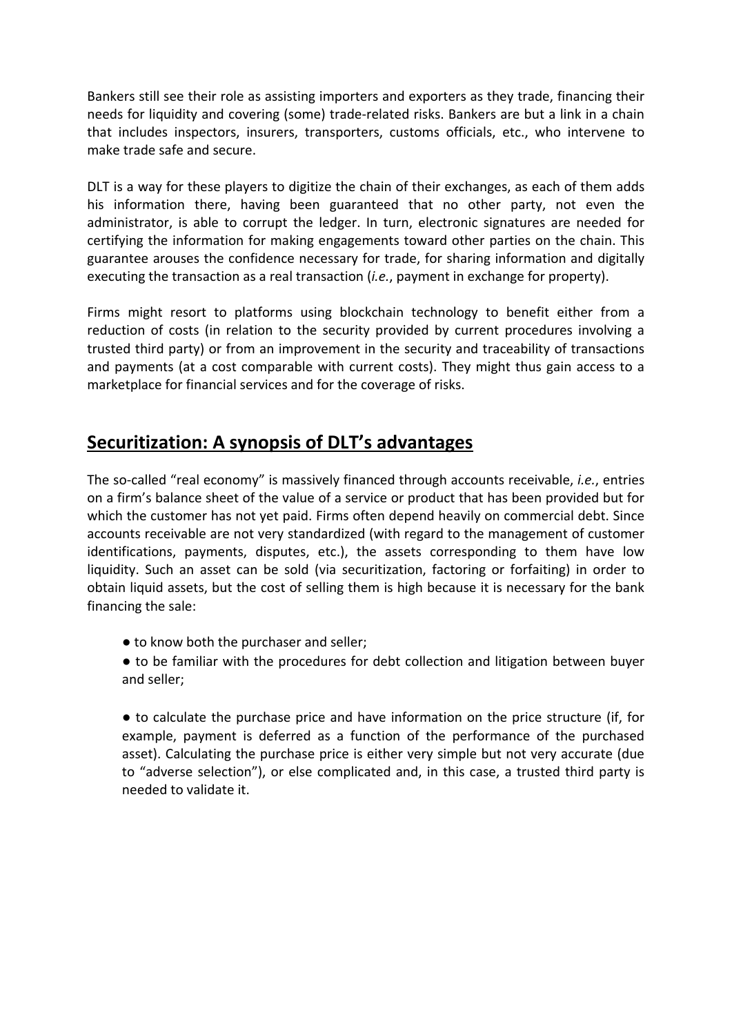Bankers still see their role as assisting importers and exporters as they trade, financing their needs for liquidity and covering (some) trade-related risks. Bankers are but a link in a chain that includes inspectors, insurers, transporters, customs officials, etc., who intervene to make trade safe and secure.

DLT is a way for these players to digitize the chain of their exchanges, as each of them adds his information there, having been guaranteed that no other party, not even the administrator, is able to corrupt the ledger. In turn, electronic signatures are needed for certifying the information for making engagements toward other parties on the chain. This guarantee arouses the confidence necessary for trade, for sharing information and digitally executing the transaction as a real transaction (*i.e.*, payment in exchange for property).

Firms might resort to platforms using blockchain technology to benefit either from a reduction of costs (in relation to the security provided by current procedures involving a trusted third party) or from an improvement in the security and traceability of transactions and payments (at a cost comparable with current costs). They might thus gain access to a marketplace for financial services and for the coverage of risks.

## Securitization: A synopsis of DLT's advantages

The so-called "real economy" is massively financed through accounts receivable, *i.e.*, entries on a firm's balance sheet of the value of a service or product that has been provided but for which the customer has not yet paid. Firms often depend heavily on commercial debt. Since accounts receivable are not very standardized (with regard to the management of customer identifications, payments, disputes, etc.), the assets corresponding to them have low liquidity. Such an asset can be sold (via securitization, factoring or forfaiting) in order to obtain liquid assets, but the cost of selling them is high because it is necessary for the bank financing the sale:

- to know both the purchaser and seller;
- to be familiar with the procedures for debt collection and litigation between buyer and seller;
- to calculate the purchase price and have information on the price structure (if, for example, payment is deferred as a function of the performance of the purchased asset). Calculating the purchase price is either very simple but not very accurate (due to "adverse selection"), or else complicated and, in this case, a trusted third party is needed to validate it.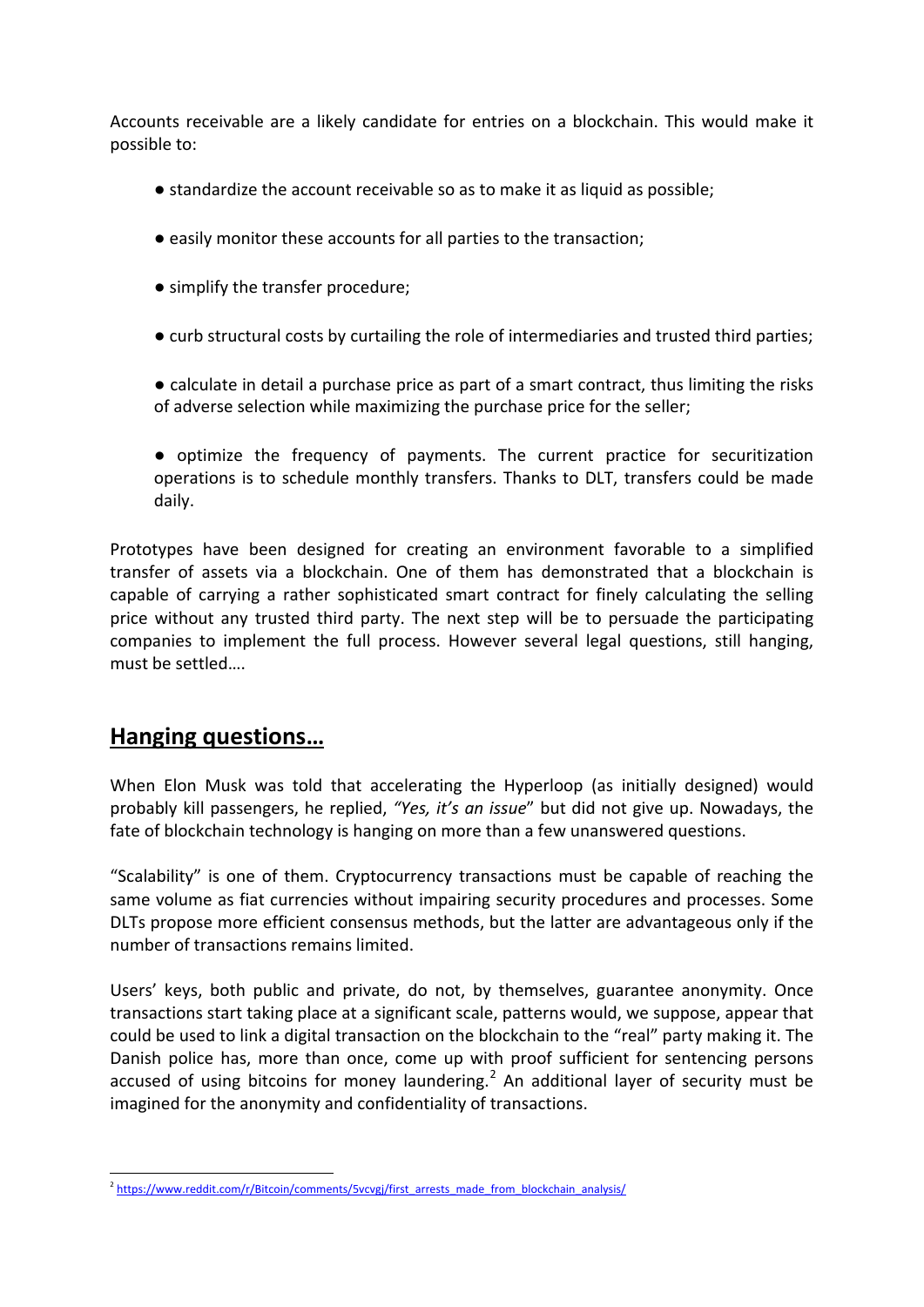Accounts receivable are a likely candidate for entries on a blockchain. This would make it possible to:

- standardize the account receivable so as to make it as liquid as possible;
- easily monitor these accounts for all parties to the transaction;
- simplify the transfer procedure;
- curb structural costs by curtailing the role of intermediaries and trusted third parties;
- calculate in detail a purchase price as part of a smart contract, thus limiting the risks of adverse selection while maximizing the purchase price for the seller;
- optimize the frequency of payments. The current practice for securitization operations is to schedule monthly transfers. Thanks to DLT, transfers could be made daily.

Prototypes have been designed for creating an environment favorable to a simplified transfer of assets via a blockchain. One of them has demonstrated that a blockchain is capable of carrying a rather sophisticated smart contract for finely calculating the selling price without any trusted third party. The next step will be to persuade the participating companies to implement the full process. However several legal questions, still hanging, must be settled….

## Hanging questions…

When Elon Musk was told that accelerating the Hyperloop (as initially designed) would probably kill passengers, he replied, *"Yes, it's an issue*" but did not give up. Nowadays, the fate of blockchain technology is hanging on more than a few unanswered questions.

"Scalability" is one of them. Cryptocurrency transactions must be capable of reaching the same volume as fiat currencies without impairing security procedures and processes. Some DLTs propose more efficient consensus methods, but the latter are advantageous only if the number of transactions remains limited.

Users' keys, both public and private, do not, by themselves, guarantee anonymity. Once transactions start taking place at a significant scale, patterns would, we suppose, appear that could be used to link a digital transaction on the blockchain to the "real" party making it. The Danish police has, more than once, come up with proof sufficient for sentencing persons accused of using bitcoins for money laundering.[2] An additional layer of security must be imagined for the anonymity and confidentiality of transactions.

[2] https://www.reddit.com/r/Bitcoin/comments/5vcvgj/first_arrests_made_from_blockchain_analysis/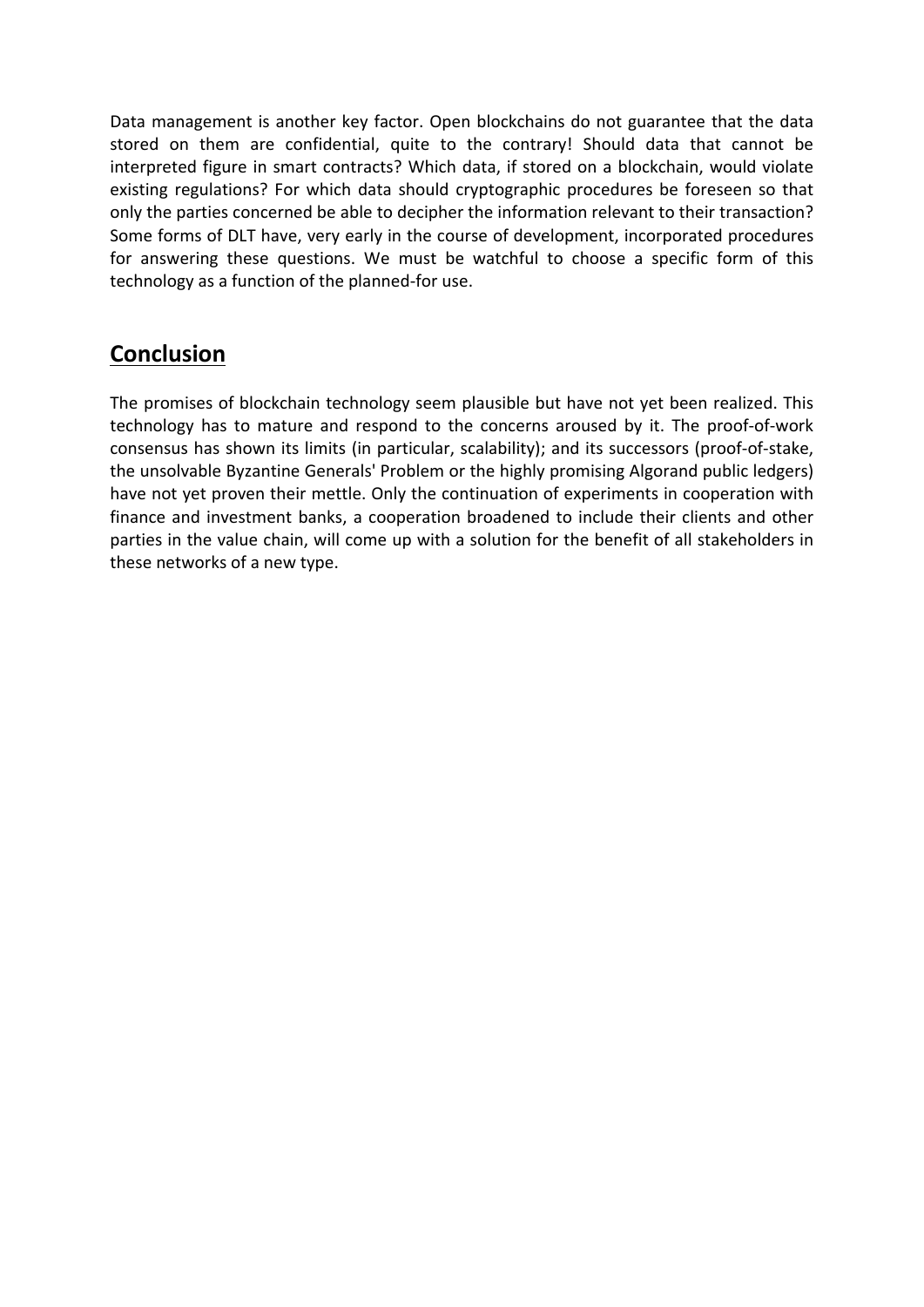Data management is another key factor. Open blockchains do not guarantee that the data stored on them are confidential, quite to the contrary! Should data that cannot be interpreted figure in smart contracts? Which data, if stored on a blockchain, would violate existing regulations? For which data should cryptographic procedures be foreseen so that only the parties concerned be able to decipher the information relevant to their transaction? Some forms of DLT have, very early in the course of development, incorporated procedures for answering these questions. We must be watchful to choose a specific form of this technology as a function of the planned-for use.

## Conclusion

The promises of blockchain technology seem plausible but have not yet been realized. This technology has to mature and respond to the concerns aroused by it. The proof-of-work consensus has shown its limits (in particular, scalability); and its successors (proof-of-stake, the unsolvable Byzantine Generals' Problem or the highly promising Algorand public ledgers) have not yet proven their mettle. Only the continuation of experiments in cooperation with finance and investment banks, a cooperation broadened to include their clients and other parties in the value chain, will come up with a solution for the benefit of all stakeholders in these networks of a new type.